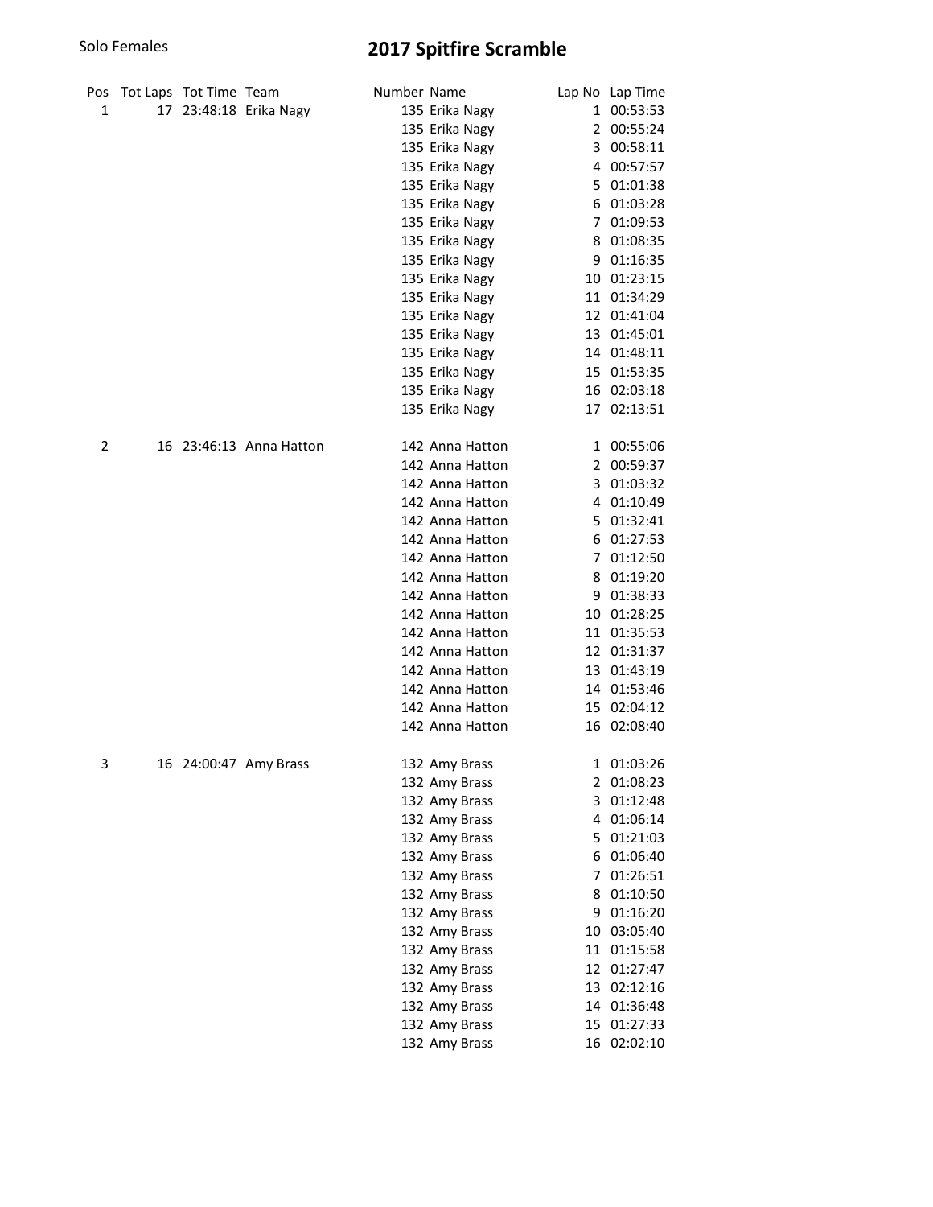Solo Females

# 2017 Spitfire Scramble

| Pos | Tot Laps | Tot Time | Team | Number | Name | Lap No | Lap Time |
|---|---|---|---|---|---|---|---|
| 1 | 17 | 23:48:18 | Erika Nagy | 135 | Erika Nagy | 1 | 00:53:53 |
| | | | | 135 | Erika Nagy | 2 | 00:55:24 |
| | | | | 135 | Erika Nagy | 3 | 00:58:11 |
| | | | | 135 | Erika Nagy | 4 | 00:57:57 |
| | | | | 135 | Erika Nagy | 5 | 01:01:38 |
| | | | | 135 | Erika Nagy | 6 | 01:03:28 |
| | | | | 135 | Erika Nagy | 7 | 01:09:53 |
| | | | | 135 | Erika Nagy | 8 | 01:08:35 |
| | | | | 135 | Erika Nagy | 9 | 01:16:35 |
| | | | | 135 | Erika Nagy | 10 | 01:23:15 |
| | | | | 135 | Erika Nagy | 11 | 01:34:29 |
| | | | | 135 | Erika Nagy | 12 | 01:41:04 |
| | | | | 135 | Erika Nagy | 13 | 01:45:01 |
| | | | | 135 | Erika Nagy | 14 | 01:48:11 |
| | | | | 135 | Erika Nagy | 15 | 01:53:35 |
| | | | | 135 | Erika Nagy | 16 | 02:03:18 |
| | | | | 135 | Erika Nagy | 17 | 02:13:51 |
| 2 | 16 | 23:46:13 | Anna Hatton | 142 | Anna Hatton | 1 | 00:55:06 |
| | | | | 142 | Anna Hatton | 2 | 00:59:37 |
| | | | | 142 | Anna Hatton | 3 | 01:03:32 |
| | | | | 142 | Anna Hatton | 4 | 01:10:49 |
| | | | | 142 | Anna Hatton | 5 | 01:32:41 |
| | | | | 142 | Anna Hatton | 6 | 01:27:53 |
| | | | | 142 | Anna Hatton | 7 | 01:12:50 |
| | | | | 142 | Anna Hatton | 8 | 01:19:20 |
| | | | | 142 | Anna Hatton | 9 | 01:38:33 |
| | | | | 142 | Anna Hatton | 10 | 01:28:25 |
| | | | | 142 | Anna Hatton | 11 | 01:35:53 |
| | | | | 142 | Anna Hatton | 12 | 01:31:37 |
| | | | | 142 | Anna Hatton | 13 | 01:43:19 |
| | | | | 142 | Anna Hatton | 14 | 01:53:46 |
| | | | | 142 | Anna Hatton | 15 | 02:04:12 |
| | | | | 142 | Anna Hatton | 16 | 02:08:40 |
| 3 | 16 | 24:00:47 | Amy Brass | 132 | Amy Brass | 1 | 01:03:26 |
| | | | | 132 | Amy Brass | 2 | 01:08:23 |
| | | | | 132 | Amy Brass | 3 | 01:12:48 |
| | | | | 132 | Amy Brass | 4 | 01:06:14 |
| | | | | 132 | Amy Brass | 5 | 01:21:03 |
| | | | | 132 | Amy Brass | 6 | 01:06:40 |
| | | | | 132 | Amy Brass | 7 | 01:26:51 |
| | | | | 132 | Amy Brass | 8 | 01:10:50 |
| | | | | 132 | Amy Brass | 9 | 01:16:20 |
| | | | | 132 | Amy Brass | 10 | 03:05:40 |
| | | | | 132 | Amy Brass | 11 | 01:15:58 |
| | | | | 132 | Amy Brass | 12 | 01:27:47 |
| | | | | 132 | Amy Brass | 13 | 02:12:16 |
| | | | | 132 | Amy Brass | 14 | 01:36:48 |
| | | | | 132 | Amy Brass | 15 | 01:27:33 |
| | | | | 132 | Amy Brass | 16 | 02:02:10 |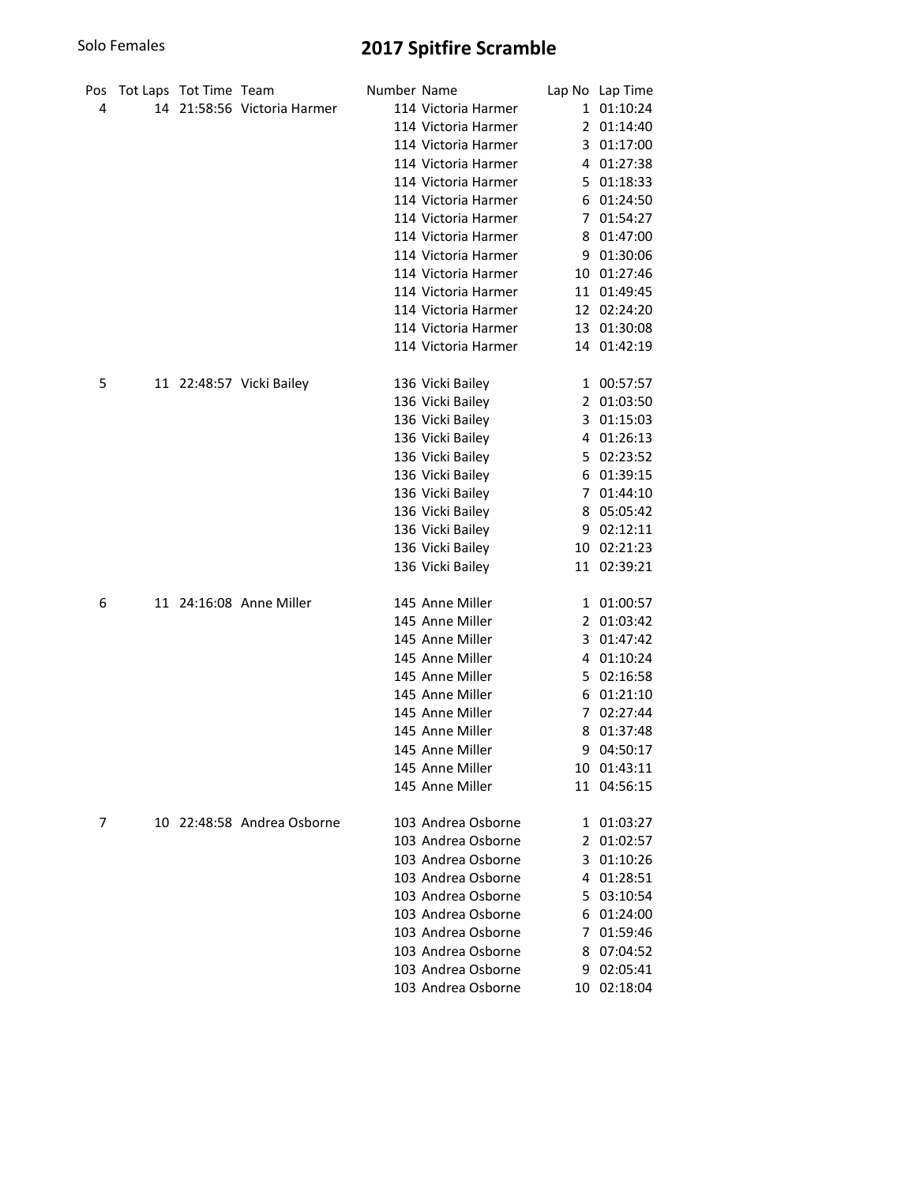Solo Females

# 2017 Spitfire Scramble

| Pos | Tot Laps | Tot Time | Team | Number | Name | Lap No | Lap Time |
|---|---|---|---|---|---|---|---|
| 4 | 14 | 21:58:56 | Victoria Harmer | 114 | Victoria Harmer | 1 | 01:10:24 |
| | | | | 114 | Victoria Harmer | 2 | 01:14:40 |
| | | | | 114 | Victoria Harmer | 3 | 01:17:00 |
| | | | | 114 | Victoria Harmer | 4 | 01:27:38 |
| | | | | 114 | Victoria Harmer | 5 | 01:18:33 |
| | | | | 114 | Victoria Harmer | 6 | 01:24:50 |
| | | | | 114 | Victoria Harmer | 7 | 01:54:27 |
| | | | | 114 | Victoria Harmer | 8 | 01:47:00 |
| | | | | 114 | Victoria Harmer | 9 | 01:30:06 |
| | | | | 114 | Victoria Harmer | 10 | 01:27:46 |
| | | | | 114 | Victoria Harmer | 11 | 01:49:45 |
| | | | | 114 | Victoria Harmer | 12 | 02:24:20 |
| | | | | 114 | Victoria Harmer | 13 | 01:30:08 |
| | | | | 114 | Victoria Harmer | 14 | 01:42:19 |
| 5 | 11 | 22:48:57 | Vicki Bailey | 136 | Vicki Bailey | 1 | 00:57:57 |
| | | | | 136 | Vicki Bailey | 2 | 01:03:50 |
| | | | | 136 | Vicki Bailey | 3 | 01:15:03 |
| | | | | 136 | Vicki Bailey | 4 | 01:26:13 |
| | | | | 136 | Vicki Bailey | 5 | 02:23:52 |
| | | | | 136 | Vicki Bailey | 6 | 01:39:15 |
| | | | | 136 | Vicki Bailey | 7 | 01:44:10 |
| | | | | 136 | Vicki Bailey | 8 | 05:05:42 |
| | | | | 136 | Vicki Bailey | 9 | 02:12:11 |
| | | | | 136 | Vicki Bailey | 10 | 02:21:23 |
| | | | | 136 | Vicki Bailey | 11 | 02:39:21 |
| 6 | 11 | 24:16:08 | Anne Miller | 145 | Anne Miller | 1 | 01:00:57 |
| | | | | 145 | Anne Miller | 2 | 01:03:42 |
| | | | | 145 | Anne Miller | 3 | 01:47:42 |
| | | | | 145 | Anne Miller | 4 | 01:10:24 |
| | | | | 145 | Anne Miller | 5 | 02:16:58 |
| | | | | 145 | Anne Miller | 6 | 01:21:10 |
| | | | | 145 | Anne Miller | 7 | 02:27:44 |
| | | | | 145 | Anne Miller | 8 | 01:37:48 |
| | | | | 145 | Anne Miller | 9 | 04:50:17 |
| | | | | 145 | Anne Miller | 10 | 01:43:11 |
| | | | | 145 | Anne Miller | 11 | 04:56:15 |
| 7 | 10 | 22:48:58 | Andrea Osborne | 103 | Andrea Osborne | 1 | 01:03:27 |
| | | | | 103 | Andrea Osborne | 2 | 01:02:57 |
| | | | | 103 | Andrea Osborne | 3 | 01:10:26 |
| | | | | 103 | Andrea Osborne | 4 | 01:28:51 |
| | | | | 103 | Andrea Osborne | 5 | 03:10:54 |
| | | | | 103 | Andrea Osborne | 6 | 01:24:00 |
| | | | | 103 | Andrea Osborne | 7 | 01:59:46 |
| | | | | 103 | Andrea Osborne | 8 | 07:04:52 |
| | | | | 103 | Andrea Osborne | 9 | 02:05:41 |
| | | | | 103 | Andrea Osborne | 10 | 02:18:04 |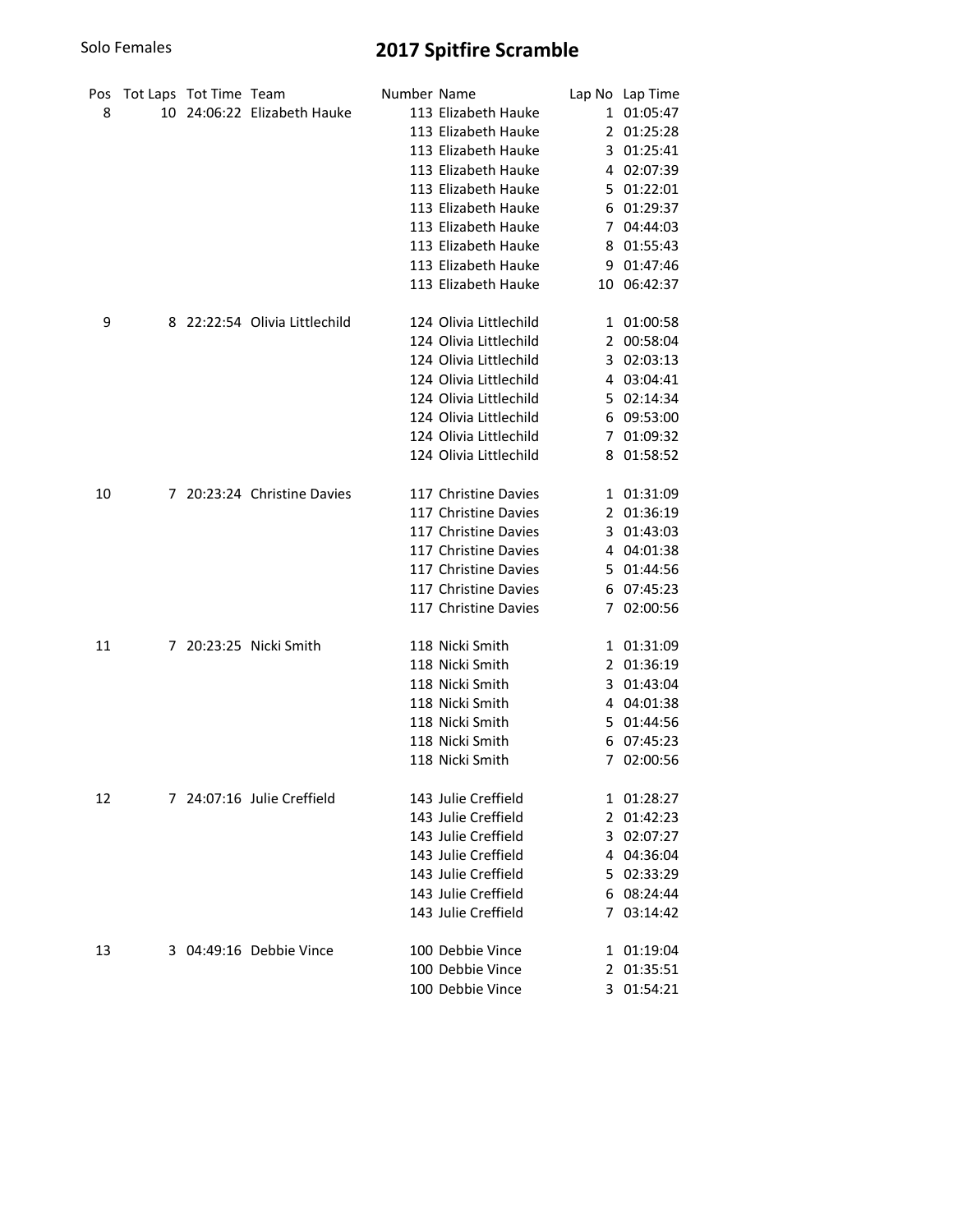Solo Females

# 2017 Spitfire Scramble

| Pos | Tot Laps | Tot Time | Team | Number | Name | Lap No | Lap Time |
|---|---|---|---|---|---|---|---|
| 8 | 10 | 24:06:22 | Elizabeth Hauke | 113 | Elizabeth Hauke | 1 | 01:05:47 |
| | | | | 113 | Elizabeth Hauke | 2 | 01:25:28 |
| | | | | 113 | Elizabeth Hauke | 3 | 01:25:41 |
| | | | | 113 | Elizabeth Hauke | 4 | 02:07:39 |
| | | | | 113 | Elizabeth Hauke | 5 | 01:22:01 |
| | | | | 113 | Elizabeth Hauke | 6 | 01:29:37 |
| | | | | 113 | Elizabeth Hauke | 7 | 04:44:03 |
| | | | | 113 | Elizabeth Hauke | 8 | 01:55:43 |
| | | | | 113 | Elizabeth Hauke | 9 | 01:47:46 |
| | | | | 113 | Elizabeth Hauke | 10 | 06:42:37 |
| 9 | 8 | 22:22:54 | Olivia Littlechild | 124 | Olivia Littlechild | 1 | 01:00:58 |
| | | | | 124 | Olivia Littlechild | 2 | 00:58:04 |
| | | | | 124 | Olivia Littlechild | 3 | 02:03:13 |
| | | | | 124 | Olivia Littlechild | 4 | 03:04:41 |
| | | | | 124 | Olivia Littlechild | 5 | 02:14:34 |
| | | | | 124 | Olivia Littlechild | 6 | 09:53:00 |
| | | | | 124 | Olivia Littlechild | 7 | 01:09:32 |
| | | | | 124 | Olivia Littlechild | 8 | 01:58:52 |
| 10 | 7 | 20:23:24 | Christine Davies | 117 | Christine Davies | 1 | 01:31:09 |
| | | | | 117 | Christine Davies | 2 | 01:36:19 |
| | | | | 117 | Christine Davies | 3 | 01:43:03 |
| | | | | 117 | Christine Davies | 4 | 04:01:38 |
| | | | | 117 | Christine Davies | 5 | 01:44:56 |
| | | | | 117 | Christine Davies | 6 | 07:45:23 |
| | | | | 117 | Christine Davies | 7 | 02:00:56 |
| 11 | 7 | 20:23:25 | Nicki Smith | 118 | Nicki Smith | 1 | 01:31:09 |
| | | | | 118 | Nicki Smith | 2 | 01:36:19 |
| | | | | 118 | Nicki Smith | 3 | 01:43:04 |
| | | | | 118 | Nicki Smith | 4 | 04:01:38 |
| | | | | 118 | Nicki Smith | 5 | 01:44:56 |
| | | | | 118 | Nicki Smith | 6 | 07:45:23 |
| | | | | 118 | Nicki Smith | 7 | 02:00:56 |
| 12 | 7 | 24:07:16 | Julie Creffield | 143 | Julie Creffield | 1 | 01:28:27 |
| | | | | 143 | Julie Creffield | 2 | 01:42:23 |
| | | | | 143 | Julie Creffield | 3 | 02:07:27 |
| | | | | 143 | Julie Creffield | 4 | 04:36:04 |
| | | | | 143 | Julie Creffield | 5 | 02:33:29 |
| | | | | 143 | Julie Creffield | 6 | 08:24:44 |
| | | | | 143 | Julie Creffield | 7 | 03:14:42 |
| 13 | 3 | 04:49:16 | Debbie Vince | 100 | Debbie Vince | 1 | 01:19:04 |
| | | | | 100 | Debbie Vince | 2 | 01:35:51 |
| | | | | 100 | Debbie Vince | 3 | 01:54:21 |